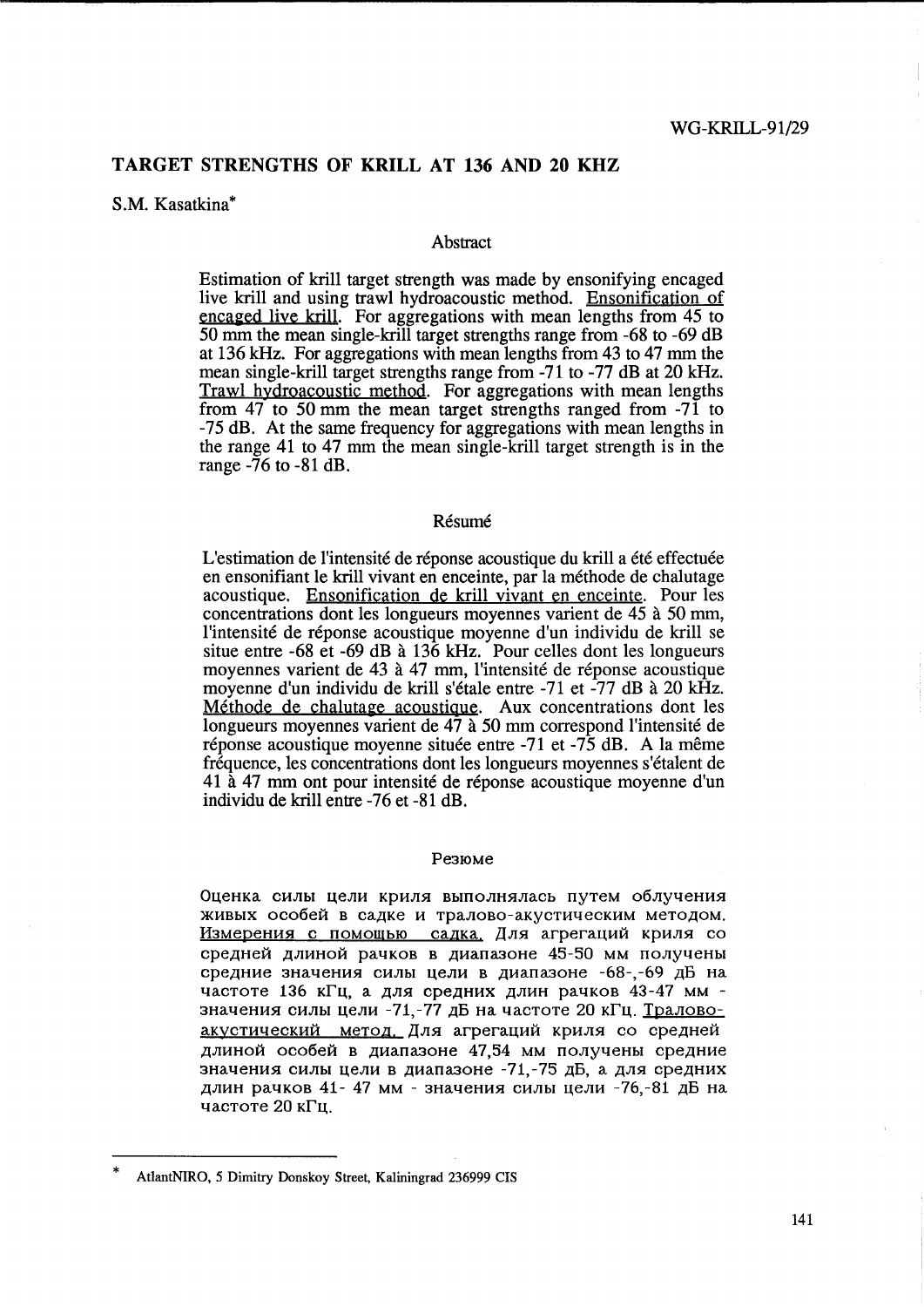WG-KRILL-91/29

# TARGET STRENGTHS OF KRILL AT 136 AND 20 KHZ

S.M. Kasatkina*

## Abstract

Estimation of krill target strength was made by ensonifying encaged live krill and using trawl hydroacoustic method. Ensonification of encaged live krill. For aggregations with mean lengths from 45 to 50 mm the mean single-krill target strengths range from -68 to -69 dB at 136 kHz. For aggregations with mean lengths from 43 to 47 mm the mean single-krill target strengths range from -71 to -77 dB at 20 kHz. Trawl hydroacoustic method. For aggregations with mean lengths from 47 to 50 mm the mean target strengths ranged from -71 to -75 dB. At the same frequency for aggregations with mean lengths in the range 41 to 47 mm the mean single-krill target strength is in the range -76 to -81 dB.

## Résumé

L'estimation de l'intensité de réponse acoustique du krill a été effectuée en ensonifiant le krill vivant en enceinte, par la méthode de chalutage acoustique. Ensonification de krill vivant en enceinte. Pour les concentrations dont les longueurs moyennes varient de 45 à 50 mm, l'intensité de réponse acoustique moyenne d'un individu de krill se situe entre -68 et -69 dB à 136 kHz. Pour celles dont les longueurs moyennes varient de 43 à 47 mm, l'intensité de réponse acoustique moyenne d'un individu de krill s'étale entre -71 et -77 dB à 20 kHz. Méthode de chalutage acoustique. Aux concentrations dont les longueurs moyennes varient de 47 à 50 mm correspond l'intensité de réponse acoustique moyenne située entre -71 et -75 dB. A la même fréquence, les concentrations dont les longueurs moyennes s'étalent de 41 à 47 mm ont pour intensité de réponse acoustique moyenne d'un individu de krill entre -76 et -81 dB.

## Резюме

Оценка силы цели криля выполнялась путем облучения живых особей в садке и тралово-акустическим методом. Измерения с помощью садка. Для агрегаций криля со средней длиной рачков в диапазоне 45-50 мм получены средние значения силы цели в диапазоне -68-,-69 дБ на частоте 136 кГц, а для средних длин рачков 43-47 мм - значения силы цели -71,-77 дБ на частоте 20 кГц. Тралово-акустический метод. Для агрегаций криля со средней длиной особей в диапазоне 47,54 мм получены средние значения силы цели в диапазоне -71,-75 дБ, а для средних длин рачков 41- 47 мм - значения силы цели -76,-81 дБ на частоте 20 кГц.

---

* AtlantNIRO, 5 Dimitry Donskoy Street, Kaliningrad 236999 CIS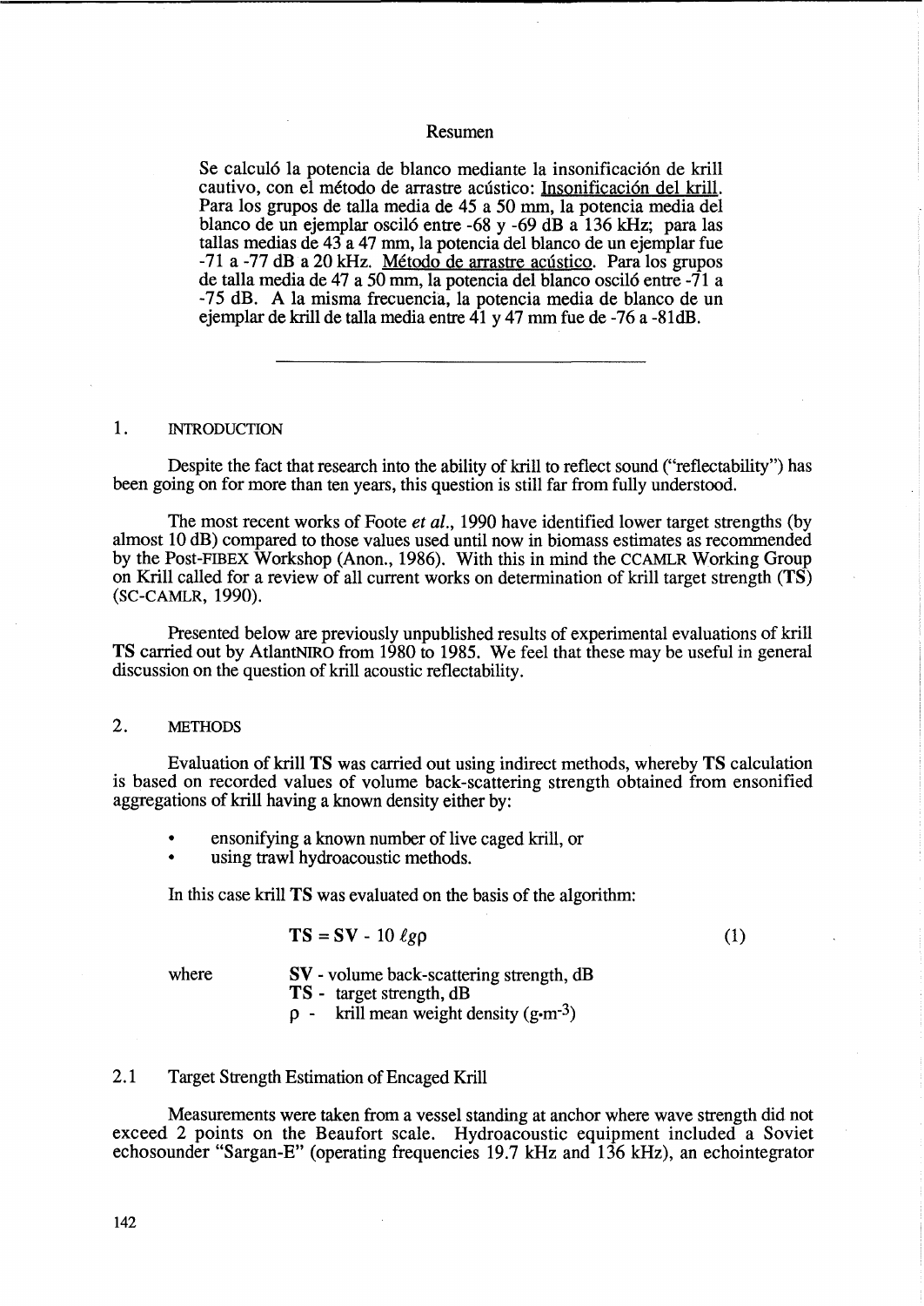## Resumen

Se calculó la potencia de blanco mediante la insonificación de krill cautivo, con el método de arrastre acústico: Insonificación del krill. Para los grupos de talla media de 45 a 50 mm, la potencia media del blanco de un ejemplar osciló entre -68 y -69 dB a 136 kHz; para las tallas medias de 43 a 47 mm, la potencia del blanco de un ejemplar fue -71 a -77 dB a 20 kHz. Método de arrastre acústico. Para los grupos de talla media de 47 a 50 mm, la potencia del blanco osciló entre -71 a -75 dB. A la misma frecuencia, la potencia media de blanco de un ejemplar de krill de talla media entre 41 y 47 mm fue de -76 a -81dB.

---

## 1. INTRODUCTION

Despite the fact that research into the ability of krill to reflect sound ("reflectability") has been going on for more than ten years, this question is still far from fully understood.

The most recent works of Foote *et al.*, 1990 have identified lower target strengths (by almost 10 dB) compared to those values used until now in biomass estimates as recommended by the Post-FIBEX Workshop (Anon., 1986). With this in mind the CCAMLR Working Group on Krill called for a review of all current works on determination of krill target strength (**TS**) (SC-CAMLR, 1990).

Presented below are previously unpublished results of experimental evaluations of krill **TS** carried out by AtlantNIRO from 1980 to 1985. We feel that these may be useful in general discussion on the question of krill acoustic reflectability.

## 2. METHODS

Evaluation of krill **TS** was carried out using indirect methods, whereby **TS** calculation is based on recorded values of volume back-scattering strength obtained from ensonified aggregations of krill having a known density either by:

- ensonifying a known number of live caged krill, or
- using trawl hydroacoustic methods.

In this case krill **TS** was evaluated on the basis of the algorithm:

$$\mathbf{TS} = \mathbf{SV} - 10\,\ell g \rho \qquad (1)$$

where
- **SV** - volume back-scattering strength, dB
- **TS** - target strength, dB
- $\rho$ - krill mean weight density ($g{\cdot}m^{-3}$)

### 2.1 Target Strength Estimation of Encaged Krill

Measurements were taken from a vessel standing at anchor where wave strength did not exceed 2 points on the Beaufort scale. Hydroacoustic equipment included a Soviet echosounder "Sargan-E" (operating frequencies 19.7 kHz and 136 kHz), an echointegrator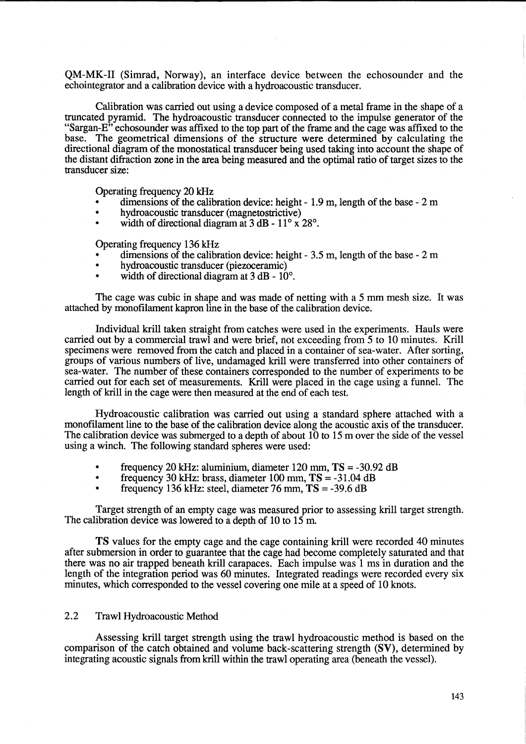QM-MK-II (Simrad, Norway), an interface device between the echosounder and the echointegrator and a calibration device with a hydroacoustic transducer.

Calibration was carried out using a device composed of a metal frame in the shape of a truncated pyramid. The hydroacoustic transducer connected to the impulse generator of the "Sargan-E" echosounder was affixed to the top part of the frame and the cage was affixed to the base. The geometrical dimensions of the structure were determined by calculating the directional diagram of the monostatical transducer being used taking into account the shape of the distant diffraction zone in the area being measured and the optimal ratio of target sizes to the transducer size:

Operating frequency 20 kHz

- dimensions of the calibration device: height - 1.9 m, length of the base - 2 m
- hydroacoustic transducer (magnetostrictive)
- width of directional diagram at 3 dB - 11° x 28°.

Operating frequency 136 kHz

- dimensions of the calibration device: height - 3.5 m, length of the base - 2 m
- hydroacoustic transducer (piezoceramic)
- width of directional diagram at 3 dB - 10°.

The cage was cubic in shape and was made of netting with a 5 mm mesh size. It was attached by monofilament kapron line in the base of the calibration device.

Individual krill taken straight from catches were used in the experiments. Hauls were carried out by a commercial trawl and were brief, not exceeding from 5 to 10 minutes. Krill specimens were removed from the catch and placed in a container of sea-water. After sorting, groups of various numbers of live, undamaged krill were transferred into other containers of sea-water. The number of these containers corresponded to the number of experiments to be carried out for each set of measurements. Krill were placed in the cage using a funnel. The length of krill in the cage were then measured at the end of each test.

Hydroacoustic calibration was carried out using a standard sphere attached with a monofilament line to the base of the calibration device along the acoustic axis of the transducer. The calibration device was submerged to a depth of about 10 to 15 m over the side of the vessel using a winch. The following standard spheres were used:

- frequency 20 kHz: aluminium, diameter 120 mm, **TS** = -30.92 dB
- frequency 30 kHz: brass, diameter 100 mm, **TS** = -31.04 dB
- frequency 136 kHz: steel, diameter 76 mm, **TS** = -39.6 dB

Target strength of an empty cage was measured prior to assessing krill target strength. The calibration device was lowered to a depth of 10 to 15 m.

**TS** values for the empty cage and the cage containing krill were recorded 40 minutes after submersion in order to guarantee that the cage had become completely saturated and that there was no air trapped beneath krill carapaces. Each impulse was 1 ms in duration and the length of the integration period was 60 minutes. Integrated readings were recorded every six minutes, which corresponded to the vessel covering one mile at a speed of 10 knots.

## 2.2 Trawl Hydroacoustic Method

Assessing krill target strength using the trawl hydroacoustic method is based on the comparison of the catch obtained and volume back-scattering strength (**SV**), determined by integrating acoustic signals from krill within the trawl operating area (beneath the vessel).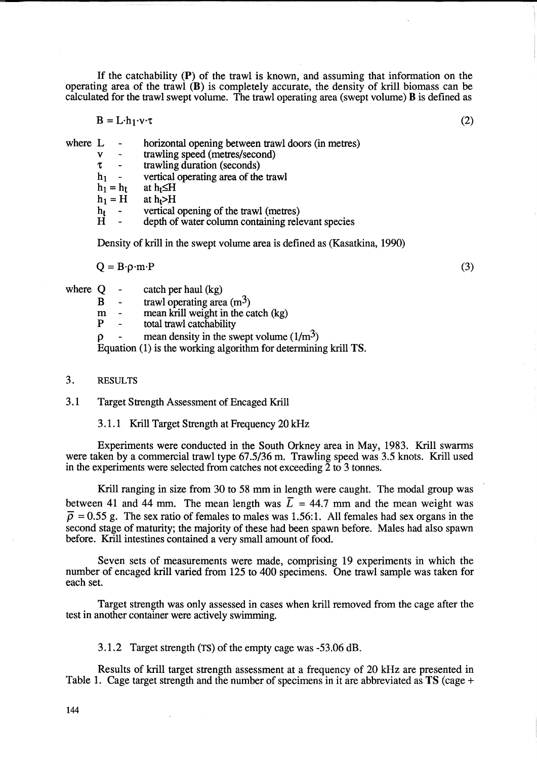If the catchability (**P**) of the trawl is known, and assuming that information on the operating area of the trawl (**B**) is completely accurate, the density of krill biomass can be calculated for the trawl swept volume. The trawl operating area (swept volume) **B** is defined as

$$B = L \cdot h_1 \cdot v \cdot \tau \tag{2}$$

where $L$ - horizontal opening between trawl doors (in metres)
$v$ - trawling speed (metres/second)
$\tau$ - trawling duration (seconds)
$h_1$ - vertical operating area of the trawl
$h_1 = h_t$ at $h_t \leq H$
$h_1 = H$ at $h_t > H$
$h_t$ - vertical opening of the trawl (metres)
$H$ - depth of water column containing relevant species

Density of krill in the swept volume area is defined as (Kasatkina, 1990)

$$Q = B \cdot \rho \cdot m \cdot P \tag{3}$$

where $Q$ - catch per haul (kg)
$B$ - trawl operating area ($m^3$)
$m$ - mean krill weight in the catch (kg)
$P$ - total trawl catchability
$\rho$ - mean density in the swept volume ($1/m^3$)

Equation (1) is the working algorithm for determining krill **TS**.

## 3. RESULTS

### 3.1 Target Strength Assessment of Encaged Krill

#### 3.1.1 Krill Target Strength at Frequency 20 kHz

Experiments were conducted in the South Orkney area in May, 1983. Krill swarms were taken by a commercial trawl type 67.5/36 m. Trawling speed was 3.5 knots. Krill used in the experiments were selected from catches not exceeding 2 to 3 tonnes.

Krill ranging in size from 30 to 58 mm in length were caught. The modal group was between 41 and 44 mm. The mean length was $\overline{L}$ = 44.7 mm and the mean weight was $\overline{p}$ = 0.55 g. The sex ratio of females to males was 1.56:1. All females had sex organs in the second stage of maturity; the majority of these had been spawn before. Males had also spawn before. Krill intestines contained a very small amount of food.

Seven sets of measurements were made, comprising 19 experiments in which the number of encaged krill varied from 125 to 400 specimens. One trawl sample was taken for each set.

Target strength was only assessed in cases when krill removed from the cage after the test in another container were actively swimming.

#### 3.1.2 Target strength (TS) of the empty cage was -53.06 dB.

Results of krill target strength assessment at a frequency of 20 kHz are presented in Table 1. Cage target strength and the number of specimens in it are abbreviated as **TS** (cage +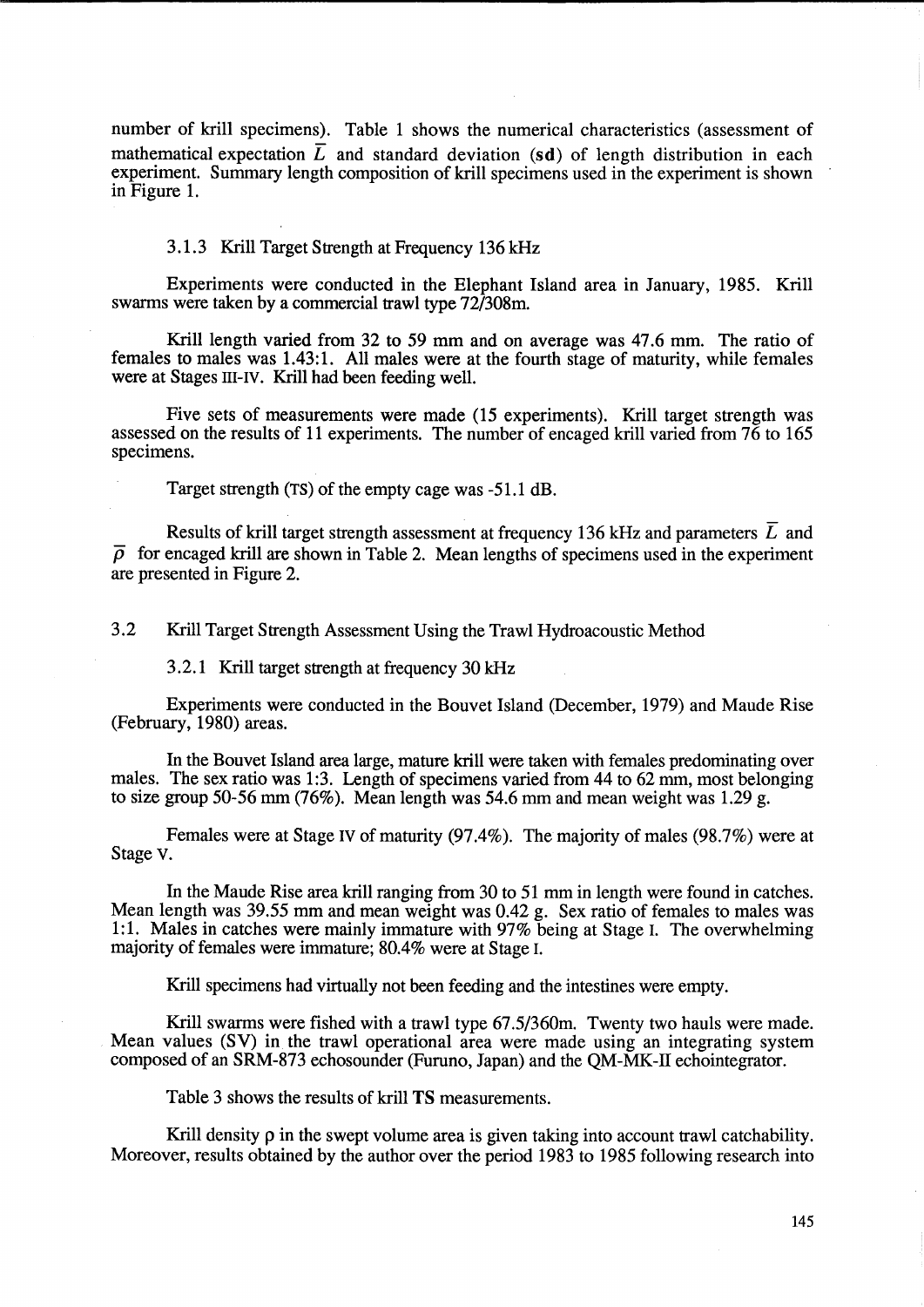number of krill specimens). Table 1 shows the numerical characteristics (assessment of mathematical expectation $\bar{L}$ and standard deviation (**sd**) of length distribution in each experiment. Summary length composition of krill specimens used in the experiment is shown in Figure 1.

#### 3.1.3 Krill Target Strength at Frequency 136 kHz

Experiments were conducted in the Elephant Island area in January, 1985. Krill swarms were taken by a commercial trawl type 72/308m.

Krill length varied from 32 to 59 mm and on average was 47.6 mm. The ratio of females to males was 1.43:1. All males were at the fourth stage of maturity, while females were at Stages III-IV. Krill had been feeding well.

Five sets of measurements were made (15 experiments). Krill target strength was assessed on the results of 11 experiments. The number of encaged krill varied from 76 to 165 specimens.

Target strength (TS) of the empty cage was -51.1 dB.

Results of krill target strength assessment at frequency 136 kHz and parameters $\bar{L}$ and $\bar{\rho}$ for encaged krill are shown in Table 2. Mean lengths of specimens used in the experiment are presented in Figure 2.

### 3.2 Krill Target Strength Assessment Using the Trawl Hydroacoustic Method

#### 3.2.1 Krill target strength at frequency 30 kHz

Experiments were conducted in the Bouvet Island (December, 1979) and Maude Rise (February, 1980) areas.

In the Bouvet Island area large, mature krill were taken with females predominating over males. The sex ratio was 1:3. Length of specimens varied from 44 to 62 mm, most belonging to size group 50-56 mm (76%). Mean length was 54.6 mm and mean weight was 1.29 g.

Females were at Stage IV of maturity (97.4%). The majority of males (98.7%) were at Stage V.

In the Maude Rise area krill ranging from 30 to 51 mm in length were found in catches. Mean length was 39.55 mm and mean weight was 0.42 g. Sex ratio of females to males was 1:1. Males in catches were mainly immature with 97% being at Stage I. The overwhelming majority of females were immature; 80.4% were at Stage I.

Krill specimens had virtually not been feeding and the intestines were empty.

Krill swarms were fished with a trawl type 67.5/360m. Twenty two hauls were made. Mean values (SV) in the trawl operational area were made using an integrating system composed of an SRM-873 echosounder (Furuno, Japan) and the QM-MK-II echointegrator.

Table 3 shows the results of krill **TS** measurements.

Krill density $\rho$ in the swept volume area is given taking into account trawl catchability. Moreover, results obtained by the author over the period 1983 to 1985 following research into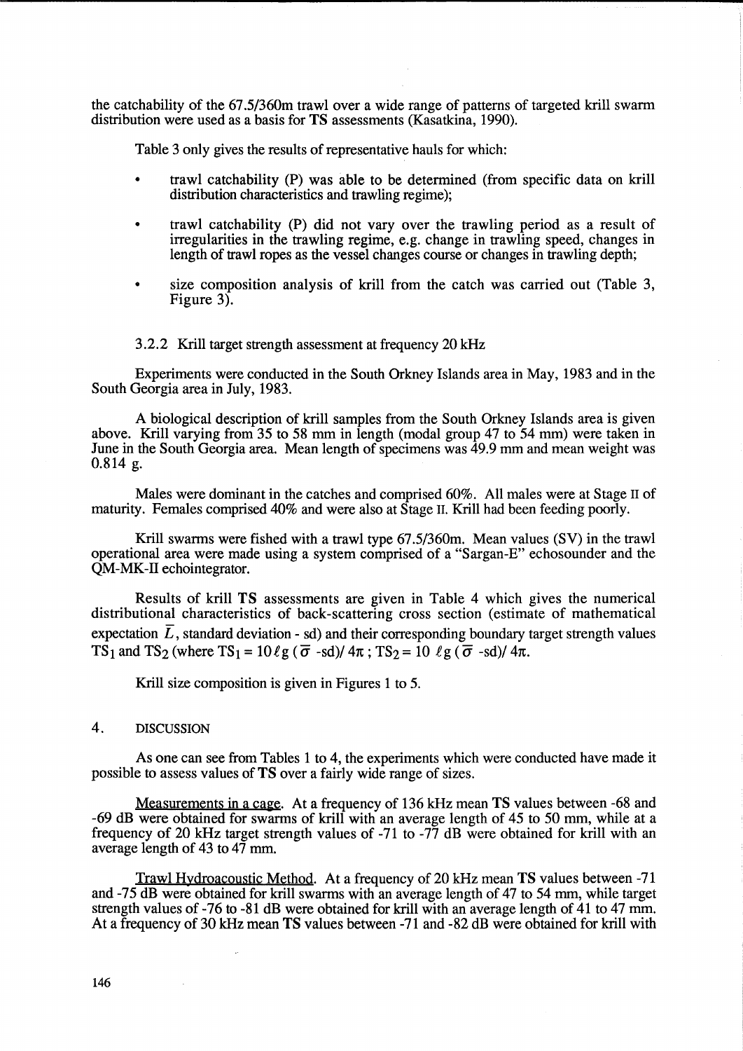the catchability of the 67.5/360m trawl over a wide range of patterns of targeted krill swarm distribution were used as a basis for **TS** assessments (Kasatkina, 1990).

Table 3 only gives the results of representative hauls for which:

- trawl catchability (P) was able to be determined (from specific data on krill distribution characteristics and trawling regime);
- trawl catchability (P) did not vary over the trawling period as a result of irregularities in the trawling regime, e.g. change in trawling speed, changes in length of trawl ropes as the vessel changes course or changes in trawling depth;
- size composition analysis of krill from the catch was carried out (Table 3, Figure 3).

### 3.2.2 Krill target strength assessment at frequency 20 kHz

Experiments were conducted in the South Orkney Islands area in May, 1983 and in the South Georgia area in July, 1983.

A biological description of krill samples from the South Orkney Islands area is given above. Krill varying from 35 to 58 mm in length (modal group 47 to 54 mm) were taken in June in the South Georgia area. Mean length of specimens was 49.9 mm and mean weight was 0.814 g.

Males were dominant in the catches and comprised 60%. All males were at Stage II of maturity. Females comprised 40% and were also at Stage II. Krill had been feeding poorly.

Krill swarms were fished with a trawl type 67.5/360m. Mean values (SV) in the trawl operational area were made using a system comprised of a "Sargan-E" echosounder and the QM-MK-II echointegrator.

Results of krill **TS** assessments are given in Table 4 which gives the numerical distributional characteristics of back-scattering cross section (estimate of mathematical expectation $\bar{L}$, standard deviation - sd) and their corresponding boundary target strength values $TS_1$ and $TS_2$ (where $TS_1 = 10 \ell g\, (\bar{\sigma}\ \text{-sd})/ 4\pi$ ; $TS_2 = 10\ \ell g\, (\bar{\sigma}\ \text{-sd})/ 4\pi$.

Krill size composition is given in Figures 1 to 5.

## 4. DISCUSSION

As one can see from Tables 1 to 4, the experiments which were conducted have made it possible to assess values of **TS** over a fairly wide range of sizes.

Measurements in a cage. At a frequency of 136 kHz mean **TS** values between -68 and -69 dB were obtained for swarms of krill with an average length of 45 to 50 mm, while at a frequency of 20 kHz target strength values of -71 to -77 dB were obtained for krill with an average length of 43 to 47 mm.

Trawl Hydroacoustic Method. At a frequency of 20 kHz mean **TS** values between -71 and -75 dB were obtained for krill swarms with an average length of 47 to 54 mm, while target strength values of -76 to -81 dB were obtained for krill with an average length of 41 to 47 mm. At a frequency of 30 kHz mean **TS** values between -71 and -82 dB were obtained for krill with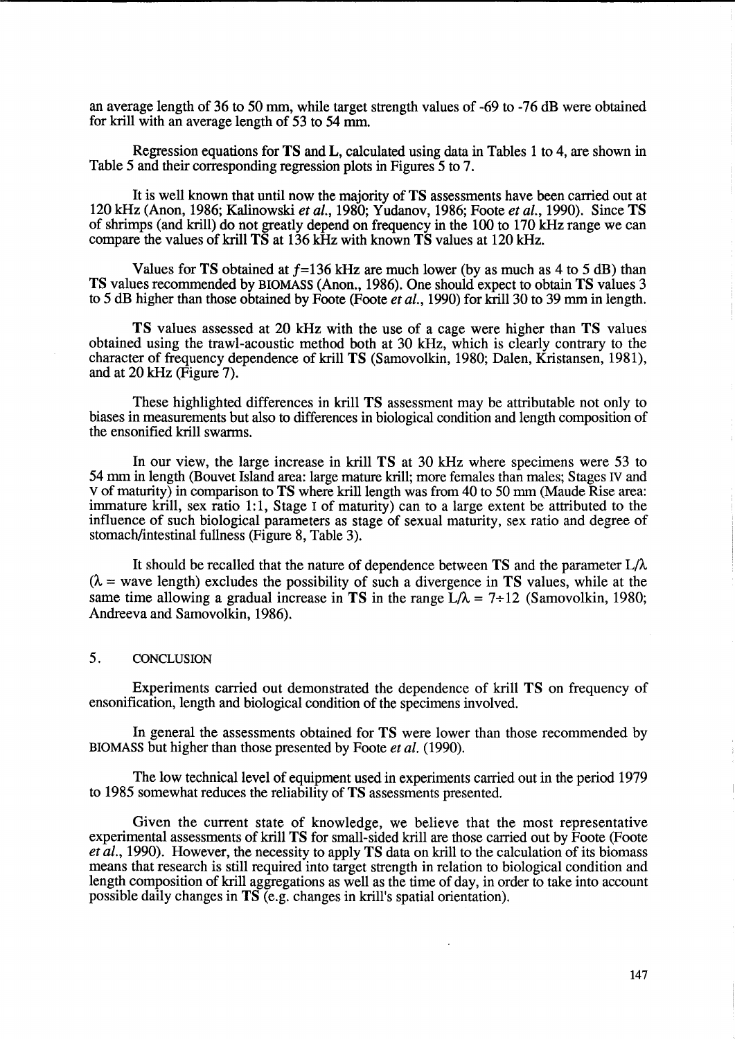an average length of 36 to 50 mm, while target strength values of -69 to -76 dB were obtained for krill with an average length of 53 to 54 mm.

Regression equations for **TS** and **L**, calculated using data in Tables 1 to 4, are shown in Table 5 and their corresponding regression plots in Figures 5 to 7.

It is well known that until now the majority of **TS** assessments have been carried out at 120 kHz (Anon, 1986; Kalinowski *et al.*, 1980; Yudanov, 1986; Foote *et al.*, 1990). Since **TS** of shrimps (and krill) do not greatly depend on frequency in the 100 to 170 kHz range we can compare the values of krill **TS** at 136 kHz with known **TS** values at 120 kHz.

Values for **TS** obtained at $f$=136 kHz are much lower (by as much as 4 to 5 dB) than **TS** values recommended by BIOMASS (Anon., 1986). One should expect to obtain **TS** values 3 to 5 dB higher than those obtained by Foote (Foote *et al.*, 1990) for krill 30 to 39 mm in length.

**TS** values assessed at 20 kHz with the use of a cage were higher than **TS** values obtained using the trawl-acoustic method both at 30 kHz, which is clearly contrary to the character of frequency dependence of krill **TS** (Samovolkin, 1980; Dalen, Kristansen, 1981), and at 20 kHz (Figure 7).

These highlighted differences in krill **TS** assessment may be attributable not only to biases in measurements but also to differences in biological condition and length composition of the ensonified krill swarms.

In our view, the large increase in krill **TS** at 30 kHz where specimens were 53 to 54 mm in length (Bouvet Island area: large mature krill; more females than males; Stages IV and V of maturity) in comparison to **TS** where krill length was from 40 to 50 mm (Maude Rise area: immature krill, sex ratio 1:1, Stage I of maturity) can to a large extent be attributed to the influence of such biological parameters as stage of sexual maturity, sex ratio and degree of stomach/intestinal fullness (Figure 8, Table 3).

It should be recalled that the nature of dependence between **TS** and the parameter $L/\lambda$ ($\lambda$ = wave length) excludes the possibility of such a divergence in **TS** values, while at the same time allowing a gradual increase in **TS** in the range $L/\lambda = 7 \div 12$ (Samovolkin, 1980; Andreeva and Samovolkin, 1986).

## 5. CONCLUSION

Experiments carried out demonstrated the dependence of krill **TS** on frequency of ensonification, length and biological condition of the specimens involved.

In general the assessments obtained for **TS** were lower than those recommended by BIOMASS but higher than those presented by Foote *et al.* (1990).

The low technical level of equipment used in experiments carried out in the period 1979 to 1985 somewhat reduces the reliability of **TS** assessments presented.

Given the current state of knowledge, we believe that the most representative experimental assessments of krill **TS** for small-sided krill are those carried out by Foote (Foote *et al.*, 1990). However, the necessity to apply **TS** data on krill to the calculation of its biomass means that research is still required into target strength in relation to biological condition and length composition of krill aggregations as well as the time of day, in order to take into account possible daily changes in **TS** (e.g. changes in krill's spatial orientation).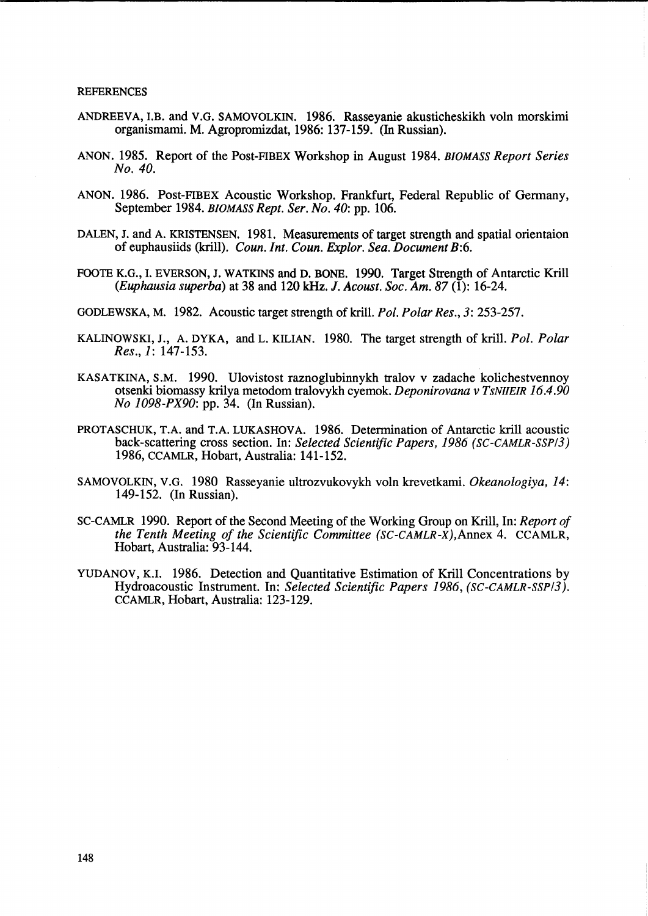## REFERENCES

ANDREEVA, I.B. and V.G. SAMOVOLKIN. 1986. Rasseyanie akusticheskikh voln morskimi organismami. M. Agropromizdat, 1986: 137-159. (In Russian).

ANON. 1985. Report of the Post-FIBEX Workshop in August 1984. *BIOMASS Report Series No. 40.*

ANON. 1986. Post-FIBEX Acoustic Workshop. Frankfurt, Federal Republic of Germany, September 1984. *BIOMASS Rept. Ser. No. 40*: pp. 106.

DALEN, J. and A. KRISTENSEN. 1981. Measurements of target strength and spatial orientaion of euphausiids (krill). *Coun. Int. Coun. Explor. Sea. Document B*:6.

FOOTE K.G., I. EVERSON, J. WATKINS and D. BONE. 1990. Target Strength of Antarctic Krill (*Euphausia superba*) at 38 and 120 kHz. *J. Acoust. Soc. Am. 87* (1): 16-24.

GODLEWSKA, M. 1982. Acoustic target strength of krill. *Pol. Polar Res., 3*: 253-257.

KALINOWSKI, J., A. DYKA, and L. KILIAN. 1980. The target strength of krill. *Pol. Polar Res., 1*: 147-153.

KASATKINA, S.M. 1990. Ulovistost raznoglubinnykh tralov v zadache kolichestvennoy otsenki biomassy krilya metodom tralovykh cyemok. *Deponirovana v TsNIIEIR 16.4.90 No 1098-PX90*: pp. 34. (In Russian).

PROTASCHUK, T.A. and T.A. LUKASHOVA. 1986. Determination of Antarctic krill acoustic back-scattering cross section. In: *Selected Scientific Papers, 1986 (SC-CAMLR-SSP/3)* 1986, CCAMLR, Hobart, Australia: 141-152.

SAMOVOLKIN, V.G. 1980 Rasseyanie ultrozvukovykh voln krevetkami. *Okeanologiya, 14*: 149-152. (In Russian).

SC-CAMLR 1990. Report of the Second Meeting of the Working Group on Krill, In: *Report of the Tenth Meeting of the Scientific Committee (SC-CAMLR-X)*, Annex 4. CCAMLR, Hobart, Australia: 93-144.

YUDANOV, K.I. 1986. Detection and Quantitative Estimation of Krill Concentrations by Hydroacoustic Instrument. In: *Selected Scientific Papers 1986, (SC-CAMLR-SSP/3)*. CCAMLR, Hobart, Australia: 123-129.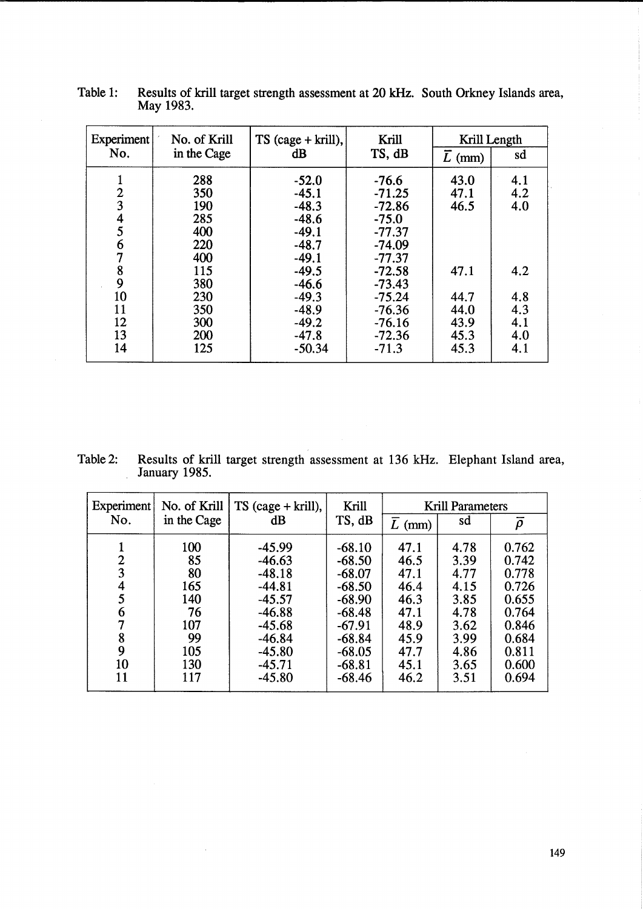Table 1: Results of krill target strength assessment at 20 kHz. South Orkney Islands area, May 1983.

| Experiment No. | No. of Krill in the Cage | TS (cage + krill), dB | Krill TS, dB | Krill Length | |
|---|---|---|---|---|---|
| | | | | $\bar{L}$ (mm) | sd |
| 1 | 288 | -52.0 | -76.6 | 43.0 | 4.1 |
| 2 | 350 | -45.1 | -71.25 | 47.1 | 4.2 |
| 3 | 190 | -48.3 | -72.86 | 46.5 | 4.0 |
| 4 | 285 | -48.6 | -75.0 | | |
| 5 | 400 | -49.1 | -77.37 | | |
| 6 | 220 | -48.7 | -74.09 | | |
| 7 | 400 | -49.1 | -77.37 | | |
| 8 | 115 | -49.5 | -72.58 | 47.1 | 4.2 |
| 9 | 380 | -46.6 | -73.43 | | |
| 10 | 230 | -49.3 | -75.24 | 44.7 | 4.8 |
| 11 | 350 | -48.9 | -76.36 | 44.0 | 4.3 |
| 12 | 300 | -49.2 | -76.16 | 43.9 | 4.1 |
| 13 | 200 | -47.8 | -72.36 | 45.3 | 4.0 |
| 14 | 125 | -50.34 | -71.3 | 45.3 | 4.1 |

Table 2: Results of krill target strength assessment at 136 kHz. Elephant Island area, January 1985.

| Experiment No. | No. of Krill in the Cage | TS (cage + krill), dB | Krill TS, dB | Krill Parameters | | |
|---|---|---|---|---|---|---|
| | | | | $\bar{L}$ (mm) | sd | $\bar{\rho}$ |
| 1 | 100 | -45.99 | -68.10 | 47.1 | 4.78 | 0.762 |
| 2 | 85 | -46.63 | -68.50 | 46.5 | 3.39 | 0.742 |
| 3 | 80 | -48.18 | -68.07 | 47.1 | 4.77 | 0.778 |
| 4 | 165 | -44.81 | -68.50 | 46.4 | 4.15 | 0.726 |
| 5 | 140 | -45.57 | -68.90 | 46.3 | 3.85 | 0.655 |
| 6 | 76 | -46.88 | -68.48 | 47.1 | 4.78 | 0.764 |
| 7 | 107 | -45.68 | -67.91 | 48.9 | 3.62 | 0.846 |
| 8 | 99 | -46.84 | -68.84 | 45.9 | 3.99 | 0.684 |
| 9 | 105 | -45.80 | -68.05 | 47.7 | 4.86 | 0.811 |
| 10 | 130 | -45.71 | -68.81 | 45.1 | 3.65 | 0.600 |
| 11 | 117 | -45.80 | -68.46 | 46.2 | 3.51 | 0.694 |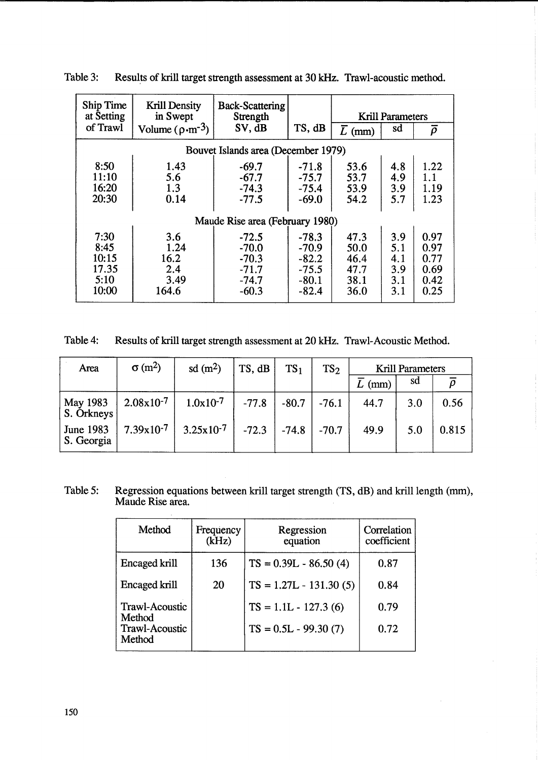Table 3: Results of krill target strength assessment at 30 kHz. Trawl-acoustic method.

| Ship Time at Setting of Trawl | Krill Density in Swept Volume ($\rho \cdot m^{-3}$) | Back-Scattering Strength SV, dB | TS, dB | Krill Parameters | | |
|---|---|---|---|---|---|---|
| | | | | $\overline{L}$ (mm) | sd | $\overline{\rho}$ |
| Bouvet Islands area (December 1979) | | | | | | |
| 8:50 | 1.43 | -69.7 | -71.8 | 53.6 | 4.8 | 1.22 |
| 11:10 | 5.6 | -67.7 | -75.7 | 53.7 | 4.9 | 1.1 |
| 16:20 | 1.3 | -74.3 | -75.4 | 53.9 | 3.9 | 1.19 |
| 20:30 | 0.14 | -77.5 | -69.0 | 54.2 | 5.7 | 1.23 |
| Maude Rise area (February 1980) | | | | | | |
| 7:30 | 3.6 | -72.5 | -78.3 | 47.3 | 3.9 | 0.97 |
| 8:45 | 1.24 | -70.0 | -70.9 | 50.0 | 5.1 | 0.97 |
| 10:15 | 16.2 | -70.3 | -82.2 | 46.4 | 4.1 | 0.77 |
| 17.35 | 2.4 | -71.7 | -75.5 | 47.7 | 3.9 | 0.69 |
| 5:10 | 3.49 | -74.7 | -80.1 | 38.1 | 3.1 | 0.42 |
| 10:00 | 164.6 | -60.3 | -82.4 | 36.0 | 3.1 | 0.25 |

Table 4: Results of krill target strength assessment at 20 kHz. Trawl-Acoustic Method.

| Area | $\sigma$ ($m^2$) | sd ($m^2$) | TS, dB | $TS_1$ | $TS_2$ | Krill Parameters | | |
|---|---|---|---|---|---|---|---|---|
| | | | | | | $\overline{L}$ (mm) | sd | $\overline{\rho}$ |
| May 1983 S. Orkneys | $2.08 \times 10^{-7}$ | $1.0 \times 10^{-7}$ | -77.8 | -80.7 | -76.1 | 44.7 | 3.0 | 0.56 |
| June 1983 S. Georgia | $7.39 \times 10^{-7}$ | $3.25 \times 10^{-7}$ | -72.3 | -74.8 | -70.7 | 49.9 | 5.0 | 0.815 |

Table 5: Regression equations between krill target strength (TS, dB) and krill length (mm), Maude Rise area.

| Method | Frequency (kHz) | Regression equation | Correlation coefficient |
|---|---|---|---|
| Encaged krill | 136 | TS = 0.39L - 86.50 (4) | 0.87 |
| Encaged krill | 20 | TS = 1.27L - 131.30 (5) | 0.84 |
| Trawl-Acoustic Method | | TS = 1.1L - 127.3 (6) | 0.79 |
| Trawl-Acoustic Method | | TS = 0.5L - 99.30 (7) | 0.72 |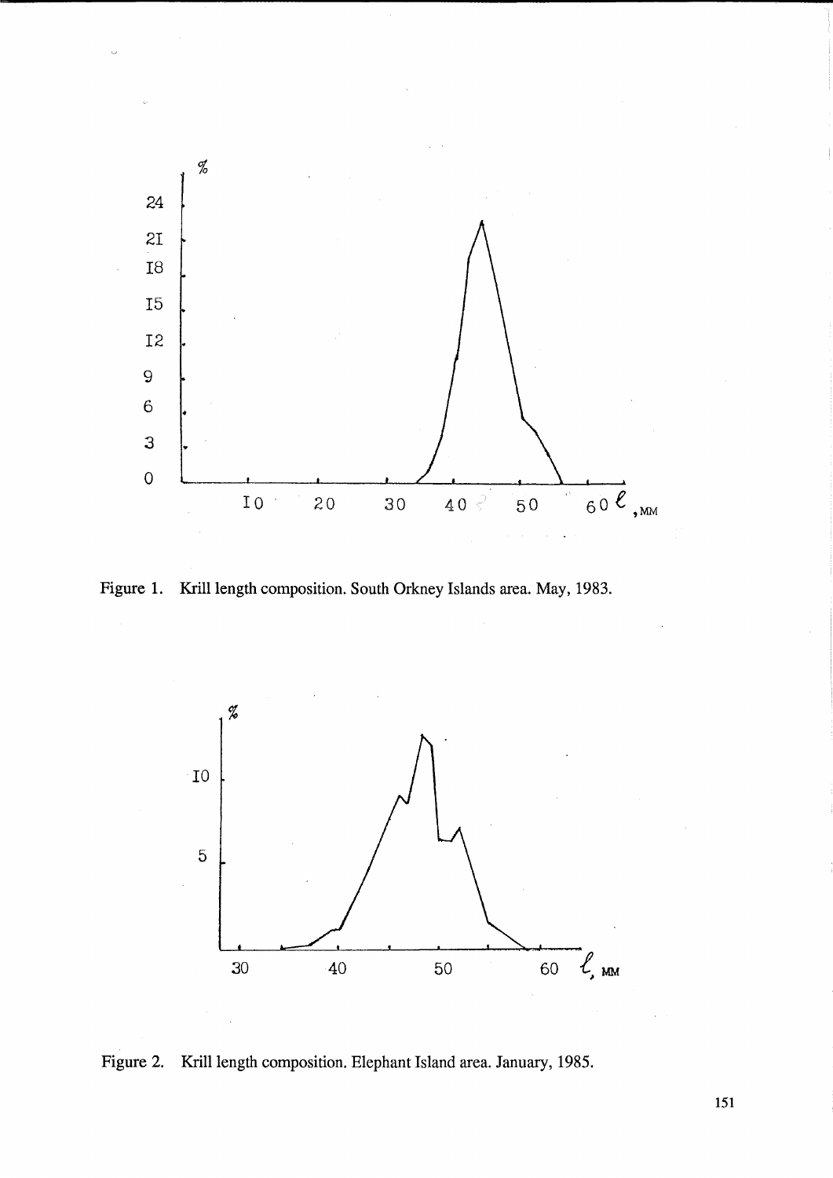Figure 1. Krill length composition. South Orkney Islands area. May, 1983.

Figure 2. Krill length composition. Elephant Island area. January, 1985.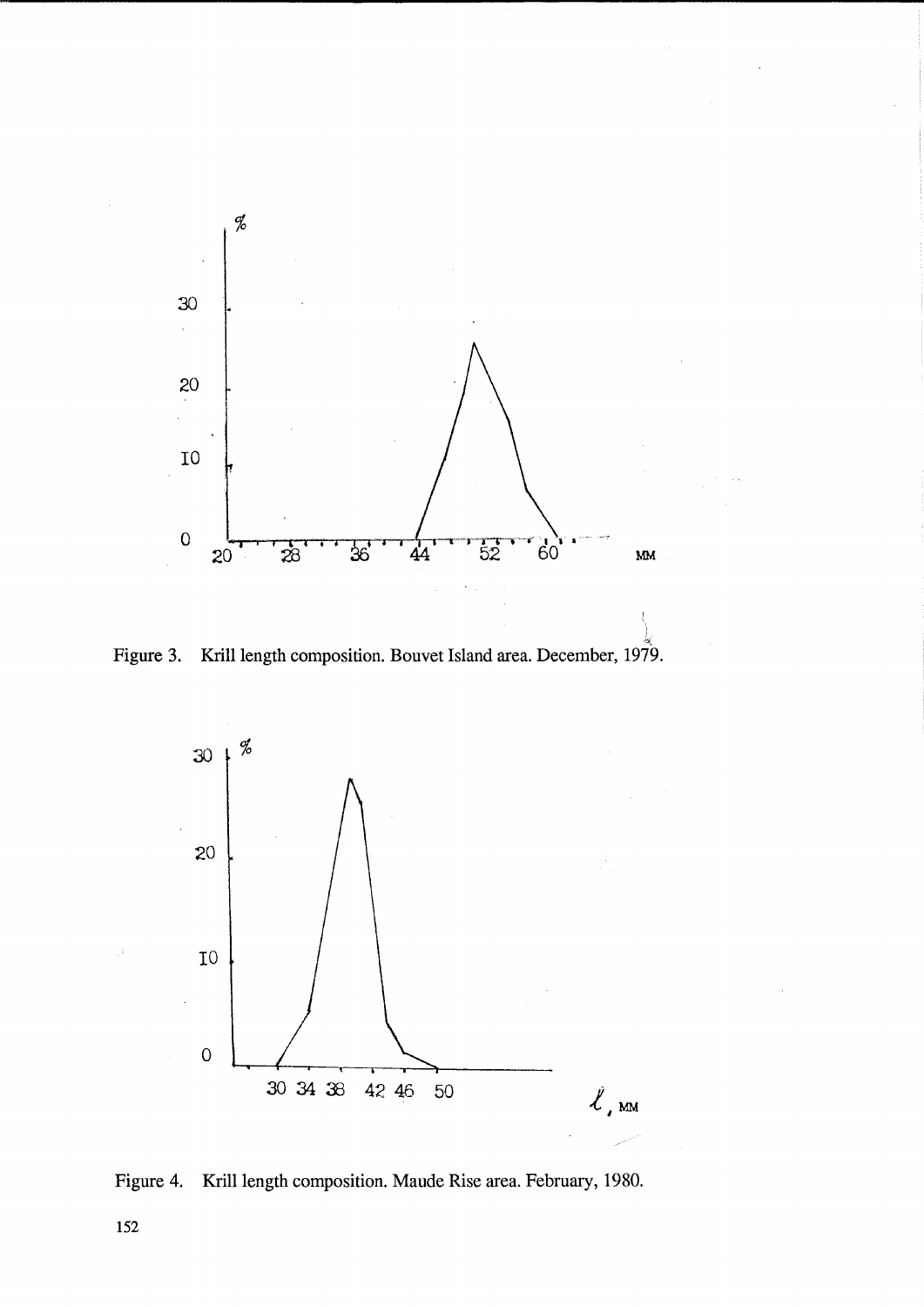Figure 3. Krill length composition. Bouvet Island area. December, 1979.

Figure 4. Krill length composition. Maude Rise area. February, 1980.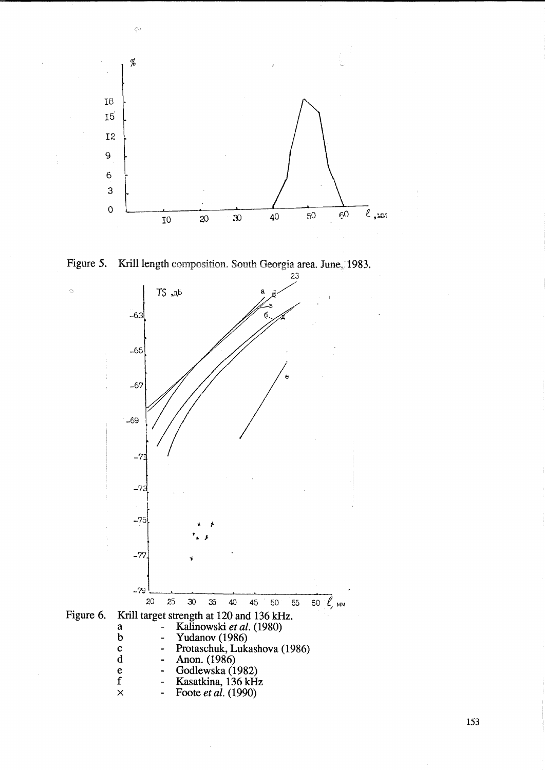Figure 5. Krill length composition. South Georgia area. June, 1983.

Figure 6. Krill target strength at 120 and 136 kHz.

- a - Kalinowski *et al.* (1980)
- b - Yudanov (1986)
- c - Protaschuk, Lukashova (1986)
- d - Anon. (1986)
- e - Godlewska (1982)
- f - Kasatkina, 136 kHz
- × - Foote *et al.* (1990)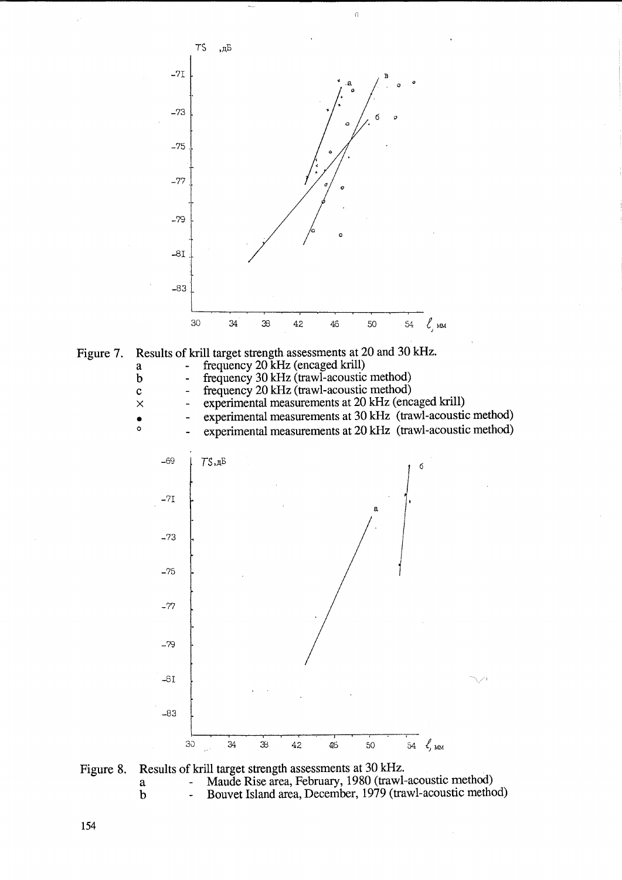Figure 7. Results of krill target strength assessments at 20 and 30 kHz.

- a - frequency 20 kHz (encaged krill)
- b - frequency 30 kHz (trawl-acoustic method)
- c - frequency 20 kHz (trawl-acoustic method)
- × - experimental measurements at 20 kHz (encaged krill)
- • - experimental measurements at 30 kHz (trawl-acoustic method)
- ∘ - experimental measurements at 20 kHz (trawl-acoustic method)

Figure 8. Results of krill target strength assessments at 30 kHz.

- a - Maude Rise area, February, 1980 (trawl-acoustic method)
- b - Bouvet Island area, December, 1979 (trawl-acoustic method)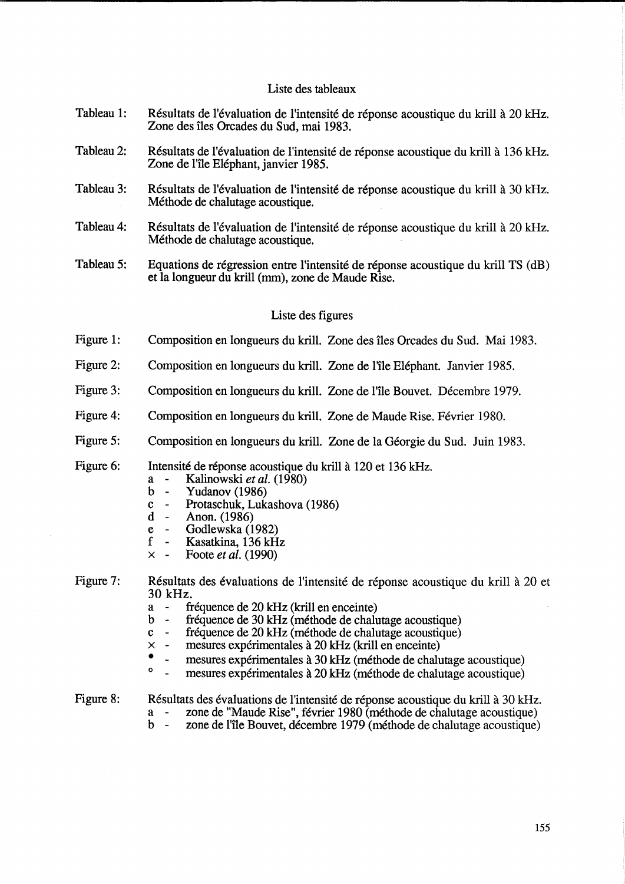## Liste des tableaux

Tableau 1: Résultats de l'évaluation de l'intensité de réponse acoustique du krill à 20 kHz. Zone des îles Orcades du Sud, mai 1983.

Tableau 2: Résultats de l'évaluation de l'intensité de réponse acoustique du krill à 136 kHz. Zone de l'île Eléphant, janvier 1985.

Tableau 3: Résultats de l'évaluation de l'intensité de réponse acoustique du krill à 30 kHz. Méthode de chalutage acoustique.

Tableau 4: Résultats de l'évaluation de l'intensité de réponse acoustique du krill à 20 kHz. Méthode de chalutage acoustique.

Tableau 5: Equations de régression entre l'intensité de réponse acoustique du krill TS (dB) et la longueur du krill (mm), zone de Maude Rise.

## Liste des figures

Figure 1: Composition en longueurs du krill. Zone des îles Orcades du Sud. Mai 1983.

Figure 2: Composition en longueurs du krill. Zone de l'île Eléphant. Janvier 1985.

Figure 3: Composition en longueurs du krill. Zone de l'île Bouvet. Décembre 1979.

Figure 4: Composition en longueurs du krill. Zone de Maude Rise. Février 1980.

Figure 5: Composition en longueurs du krill. Zone de la Géorgie du Sud. Juin 1983.

Figure 6: Intensité de réponse acoustique du krill à 120 et 136 kHz.
- a - Kalinowski *et al.* (1980)
- b - Yudanov (1986)
- c - Protaschuk, Lukashova (1986)
- d - Anon. (1986)
- e - Godlewska (1982)
- f - Kasatkina, 136 kHz
- × - Foote *et al.* (1990)

Figure 7: Résultats des évaluations de l'intensité de réponse acoustique du krill à 20 et 30 kHz.
- a - fréquence de 20 kHz (krill en enceinte)
- b - fréquence de 30 kHz (méthode de chalutage acoustique)
- c - fréquence de 20 kHz (méthode de chalutage acoustique)
- × - mesures expérimentales à 20 kHz (krill en enceinte)
- • - mesures expérimentales à 30 kHz (méthode de chalutage acoustique)
- ° - mesures expérimentales à 20 kHz (méthode de chalutage acoustique)

Figure 8: Résultats des évaluations de l'intensité de réponse acoustique du krill à 30 kHz.
- a - zone de "Maude Rise", février 1980 (méthode de chalutage acoustique)
- b - zone de l'île Bouvet, décembre 1979 (méthode de chalutage acoustique)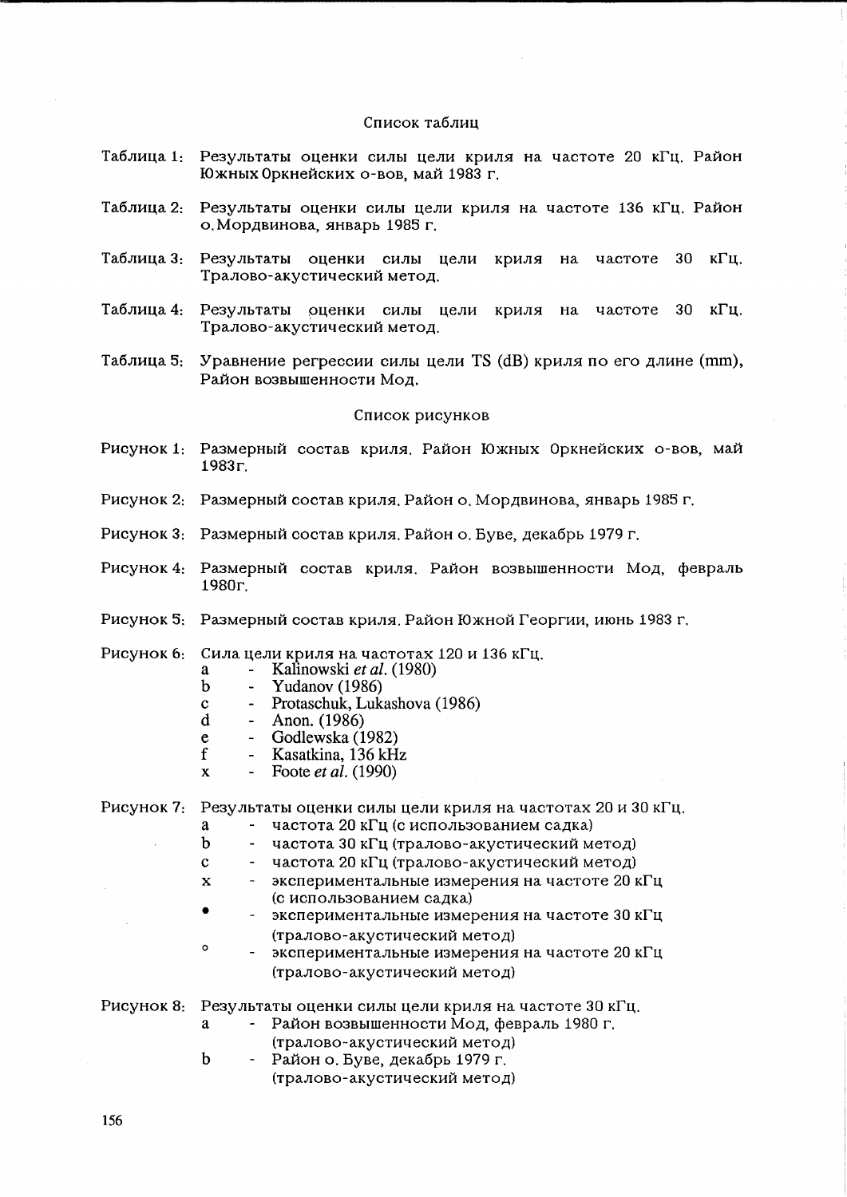## Список таблиц

Таблица 1: Результаты оценки силы цели криля на частоте 20 кГц. Район Южных Оркнейских о-вов, май 1983 г.

Таблица 2: Результаты оценки силы цели криля на частоте 136 кГц. Район о. Мордвинова, январь 1985 г.

Таблица 3: Результаты оценки силы цели криля на частоте 30 кГц. Тралово-акустический метод.

Таблица 4: Результаты оценки силы цели криля на частоте 30 кГц. Тралово-акустический метод.

Таблица 5: Уравнение регрессии силы цели TS (dB) криля по его длине (mm), Район возвышенности Мод.

## Список рисунков

Рисунок 1: Размерный состав криля. Район Южных Оркнейских о-вов, май 1983г.

Рисунок 2: Размерный состав криля. Район о. Мордвинова, январь 1985 г.

Рисунок 3: Размерный состав криля. Район о. Буве, декабрь 1979 г.

Рисунок 4: Размерный состав криля. Район возвышенности Мод, февраль 1980г.

Рисунок 5: Размерный состав криля. Район Южной Георгии, июнь 1983 г.

Рисунок 6: Сила цели криля на частотах 120 и 136 кГц.
- a - Kalinowski *et al.* (1980)
- b - Yudanov (1986)
- c - Protaschuk, Lukashova (1986)
- d - Anon. (1986)
- e - Godlewska (1982)
- f - Kasatkina, 136 kHz
- x - Foote *et al.* (1990)

Рисунок 7: Результаты оценки силы цели криля на частотах 20 и 30 кГц.
- a - частота 20 кГц (с использованием садка)
- b - частота 30 кГц (тралово-акустический метод)
- c - частота 20 кГц (тралово-акустический метод)
- x - экспериментальные измерения на частоте 20 кГц (с использованием садка)
- • - экспериментальные измерения на частоте 30 кГц (тралово-акустический метод)
- ∘ - экспериментальные измерения на частоте 20 кГц (тралово-акустический метод)

Рисунок 8: Результаты оценки силы цели криля на частоте 30 кГц.
- a - Район возвышенности Мод, февраль 1980 г. (тралово-акустический метод)
- b - Район о. Буве, декабрь 1979 г. (тралово-акустический метод)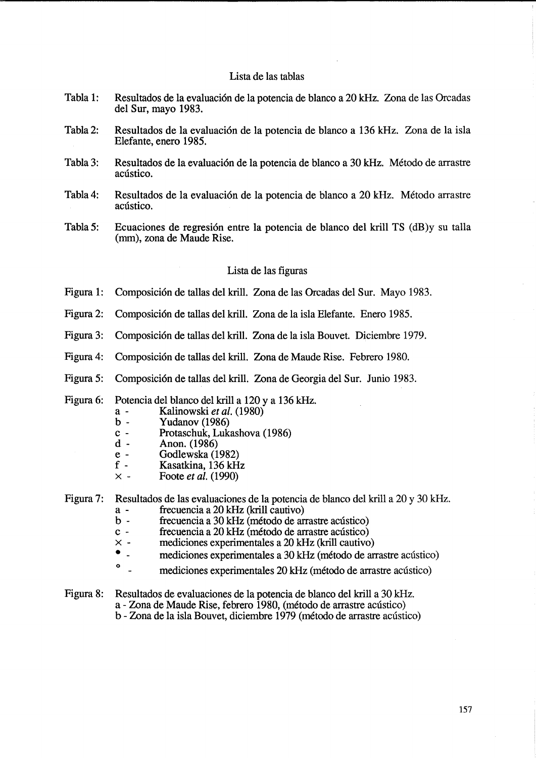## Lista de las tablas

Tabla 1: Resultados de la evaluación de la potencia de blanco a 20 kHz. Zona de las Orcadas del Sur, mayo 1983.

Tabla 2: Resultados de la evaluación de la potencia de blanco a 136 kHz. Zona de la isla Elefante, enero 1985.

Tabla 3: Resultados de la evaluación de la potencia de blanco a 30 kHz. Método de arrastre acústico.

Tabla 4: Resultados de la evaluación de la potencia de blanco a 20 kHz. Método arrastre acústico.

Tabla 5: Ecuaciones de regresión entre la potencia de blanco del krill TS (dB)y su talla (mm), zona de Maude Rise.

## Lista de las figuras

Figura 1: Composición de tallas del krill. Zona de las Orcadas del Sur. Mayo 1983.

Figura 2: Composición de tallas del krill. Zona de la isla Elefante. Enero 1985.

Figura 3: Composición de tallas del krill. Zona de la isla Bouvet. Diciembre 1979.

Figura 4: Composición de tallas del krill. Zona de Maude Rise. Febrero 1980.

Figura 5: Composición de tallas del krill. Zona de Georgia del Sur. Junio 1983.

Figura 6: Potencia del blanco del krill a 120 y a 136 kHz.
- a - Kalinowski *et al.* (1980)
- b - Yudanov (1986)
- c - Protaschuk, Lukashova (1986)
- d - Anon. (1986)
- e - Godlewska (1982)
- f - Kasatkina, 136 kHz
- × - Foote *et al.* (1990)

Figura 7: Resultados de las evaluaciones de la potencia de blanco del krill a 20 y 30 kHz.
- a - frecuencia a 20 kHz (krill cautivo)
- b - frecuencia a 30 kHz (método de arrastre acústico)
- c - frecuencia a 20 kHz (método de arrastre acústico)
- × - mediciones experimentales a 20 kHz (krill cautivo)
- • - mediciones experimentales a 30 kHz (método de arrastre acústico)
- ° - mediciones experimentales 20 kHz (método de arrastre acústico)

Figura 8: Resultados de evaluaciones de la potencia de blanco del krill a 30 kHz.
- a - Zona de Maude Rise, febrero 1980, (método de arrastre acústico)
- b - Zona de la isla Bouvet, diciembre 1979 (método de arrastre acústico)